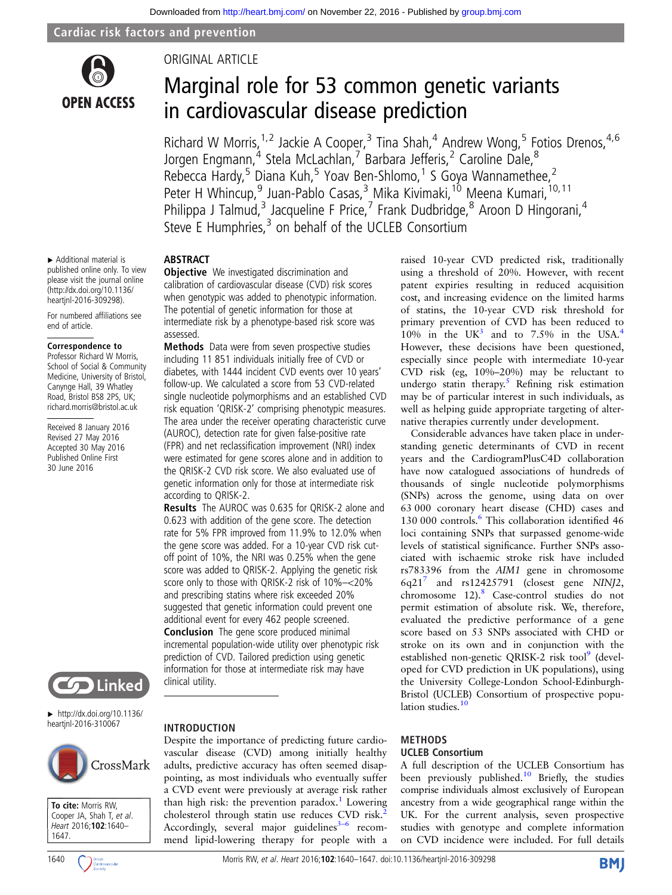# Marginal role for 53 common genetic variants in cardiovascular disease prediction

Richard W Morris,[1,2] Jackie A Cooper,[3] Tina Shah,[4] Andrew Wong,[5] Fotios Drenos,[4,6] Jorgen Engmann,[4] Stela McLachlan,[7] Barbara Jefferis,[2] Caroline Dale,[8] Rebecca Hardy,[5] Diana Kuh,[5] Yoav Ben-Shlomo,[1] S Goya Wannamethee,[2] Peter H Whincup,[9] Juan-Pablo Casas,[3] Mika Kivimaki,[10] Meena Kumari,[10,11] Philippa J Talmud,[3] Jacqueline F Price,[7] Frank Dudbridge,[8] Aroon D Hingorani,[4] Steve E Humphries,[3] on behalf of the UCLEB Consortium

▸ Additional material is published online only. To view please visit the journal online (http://dx.doi.org/10.1136/heartjnl-2016-309298).

For numbered affiliations see end of article.

**Correspondence to** Professor Richard W Morris, School of Social & Community Medicine, University of Bristol, Canynge Hall, 39 Whatley Road, Bristol BS8 2PS, UK; richard.morris@bristol.ac.uk

Received 8 January 2016
Revised 27 May 2016
Accepted 30 May 2016
Published Online First 30 June 2016

▸ http://dx.doi.org/10.1136/heartjnl-2016-310067

**To cite:** Morris RW, Cooper JA, Shah T, *et al*. *Heart* 2016;**102**:1640–1647.

## ABSTRACT

**Objective** We investigated discrimination and calibration of cardiovascular disease (CVD) risk scores when genotypic was added to phenotypic information. The potential of genetic information for those at intermediate risk by a phenotype-based risk score was assessed.

**Methods** Data were from seven prospective studies including 11 851 individuals initially free of CVD or diabetes, with 1444 incident CVD events over 10 years' follow-up. We calculated a score from 53 CVD-related single nucleotide polymorphisms and an established CVD risk equation 'QRISK-2' comprising phenotypic measures. The area under the receiver operating characteristic curve (AUROC), detection rate for given false-positive rate (FPR) and net reclassification improvement (NRI) index were estimated for gene scores alone and in addition to the QRISK-2 CVD risk score. We also evaluated use of genetic information only for those at intermediate risk according to QRISK-2.

**Results** The AUROC was 0.635 for QRISK-2 alone and 0.623 with addition of the gene score. The detection rate for 5% FPR improved from 11.9% to 12.0% when the gene score was added. For a 10-year CVD risk cut-off point of 10%, the NRI was 0.25% when the gene score was added to QRISK-2. Applying the genetic risk score only to those with QRISK-2 risk of 10%–<20% and prescribing statins where risk exceeded 20% suggested that genetic information could prevent one additional event for every 462 people screened.

**Conclusion** The gene score produced minimal incremental population-wide utility over phenotypic risk prediction of CVD. Tailored prediction using genetic information for those at intermediate risk may have clinical utility.

## INTRODUCTION

Despite the importance of predicting future cardiovascular disease (CVD) among initially healthy adults, predictive accuracy has often seemed disappointing, as most individuals who eventually suffer a CVD event were previously at average risk rather than high risk: the prevention paradox.[1] Lowering cholesterol through statin use reduces CVD risk.[2] Accordingly, several major guidelines[3–6] recommend lipid-lowering therapy for people with a raised 10-year CVD predicted risk, traditionally using a threshold of 20%. However, with recent patent expiries resulting in reduced acquisition cost, and increasing evidence on the limited harms of statins, the 10-year CVD risk threshold for primary prevention of CVD has been reduced to 10% in the UK[3] and to 7.5% in the USA.[4] However, these decisions have been questioned, especially since people with intermediate 10-year CVD risk (eg, 10%–20%) may be reluctant to undergo statin therapy.[5] Refining risk estimation may be of particular interest in such individuals, as well as helping guide appropriate targeting of alternative therapies currently under development.

Considerable advances have taken place in understanding genetic determinants of CVD in recent years and the CardiogramPlusC4D collaboration have now catalogued associations of hundreds of thousands of single nucleotide polymorphisms (SNPs) across the genome, using data on over 63 000 coronary heart disease (CHD) cases and 130 000 controls.[6] This collaboration identified 46 loci containing SNPs that surpassed genome-wide levels of statistical significance. Further SNPs associated with ischaemic stroke risk have included rs783396 from the *AIM1* gene in chromosome 6q21[7] and rs12425791 (closest gene *NINJ2*, chromosome 12).[8] Case-control studies do not permit estimation of absolute risk. We, therefore, evaluated the predictive performance of a gene score based on 53 SNPs associated with CHD or stroke on its own and in conjunction with the established non-genetic QRISK-2 risk tool[9] (developed for CVD prediction in UK populations), using the University College-London School-Edinburgh-Bristol (UCLEB) Consortium of prospective population studies.[10]

## METHODS

### UCLEB Consortium

A full description of the UCLEB Consortium has been previously published.[10] Briefly, the studies comprise individuals almost exclusively of European ancestry from a wide geographical range within the UK. For the current analysis, seven prospective studies with genotype and complete information on CVD incidence were included. For full details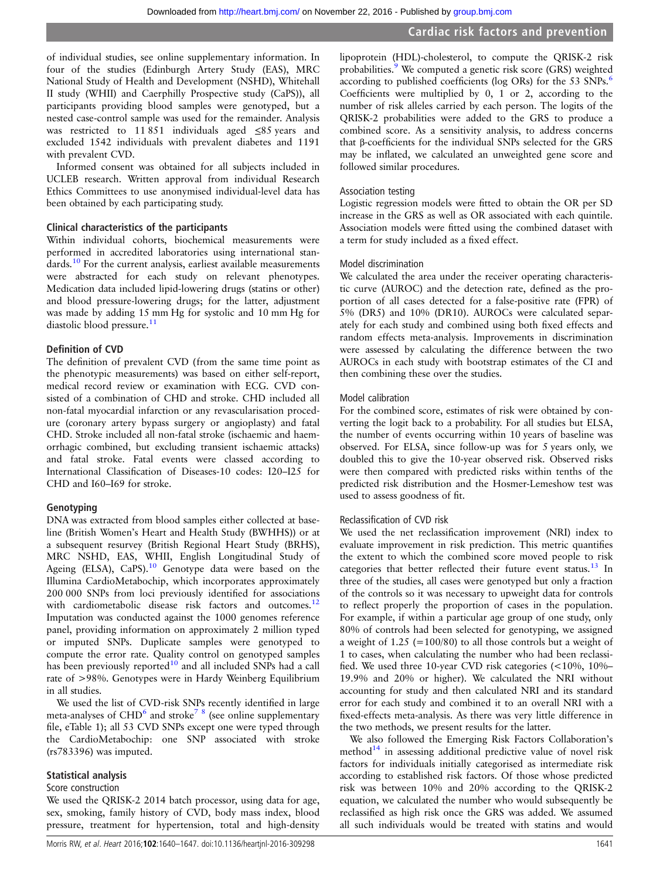of individual studies, see online supplementary information. In four of the studies (Edinburgh Artery Study (EAS), MRC National Study of Health and Development (NSHD), Whitehall II study (WHII) and Caerphilly Prospective study (CaPS)), all participants providing blood samples were genotyped, but a nested case-control sample was used for the remainder. Analysis was restricted to 11 851 individuals aged ≤85 years and excluded 1542 individuals with prevalent diabetes and 1191 with prevalent CVD.

Informed consent was obtained for all subjects included in UCLEB research. Written approval from individual Research Ethics Committees to use anonymised individual-level data has been obtained by each participating study.

### Clinical characteristics of the participants

Within individual cohorts, biochemical measurements were performed in accredited laboratories using international standards.[10] For the current analysis, earliest available measurements were abstracted for each study on relevant phenotypes. Medication data included lipid-lowering drugs (statins or other) and blood pressure-lowering drugs; for the latter, adjustment was made by adding 15 mm Hg for systolic and 10 mm Hg for diastolic blood pressure.[11]

### Definition of CVD

The definition of prevalent CVD (from the same time point as the phenotypic measurements) was based on either self-report, medical record review or examination with ECG. CVD consisted of a combination of CHD and stroke. CHD included all non-fatal myocardial infarction or any revascularisation procedure (coronary artery bypass surgery or angioplasty) and fatal CHD. Stroke included all non-fatal stroke (ischaemic and haemorrhagic combined, but excluding transient ischaemic attacks) and fatal stroke. Fatal events were classed according to International Classification of Diseases-10 codes: I20–I25 for CHD and I60–I69 for stroke.

### Genotyping

DNA was extracted from blood samples either collected at baseline (British Women's Heart and Health Study (BWHHS)) or at a subsequent resurvey (British Regional Heart Study (BRHS), MRC NSHD, EAS, WHII, English Longitudinal Study of Ageing (ELSA), CaPS).[10] Genotype data were based on the Illumina CardioMetabochip, which incorporates approximately 200 000 SNPs from loci previously identified for associations with cardiometabolic disease risk factors and outcomes.[12] Imputation was conducted against the 1000 genomes reference panel, providing information on approximately 2 million typed or imputed SNPs. Duplicate samples were genotyped to compute the error rate. Quality control on genotyped samples has been previously reported[10] and all included SNPs had a call rate of >98%. Genotypes were in Hardy Weinberg Equilibrium in all studies.

We used the list of CVD-risk SNPs recently identified in large meta-analyses of CHD[6] and stroke[7,8] (see online supplementary file, eTable 1); all 53 CVD SNPs except one were typed through the CardioMetabochip: one SNP associated with stroke (rs783396) was imputed.

### Statistical analysis

#### Score construction

We used the QRISK-2 2014 batch processor, using data for age, sex, smoking, family history of CVD, body mass index, blood pressure, treatment for hypertension, total and high-density lipoprotein (HDL)-cholesterol, to compute the QRISK-2 risk probabilities.[9] We computed a genetic risk score (GRS) weighted according to published coefficients (log ORs) for the 53 SNPs.[6] Coefficients were multiplied by 0, 1 or 2, according to the number of risk alleles carried by each person. The logits of the QRISK-2 probabilities were added to the GRS to produce a combined score. As a sensitivity analysis, to address concerns that β-coefficients for the individual SNPs selected for the GRS may be inflated, we calculated an unweighted gene score and followed similar procedures.

#### Association testing

Logistic regression models were fitted to obtain the OR per SD increase in the GRS as well as OR associated with each quintile. Association models were fitted using the combined dataset with a term for study included as a fixed effect.

#### Model discrimination

We calculated the area under the receiver operating characteristic curve (AUROC) and the detection rate, defined as the proportion of all cases detected for a false-positive rate (FPR) of 5% (DR5) and 10% (DR10). AUROCs were calculated separately for each study and combined using both fixed effects and random effects meta-analysis. Improvements in discrimination were assessed by calculating the difference between the two AUROCs in each study with bootstrap estimates of the CI and then combining these over the studies.

#### Model calibration

For the combined score, estimates of risk were obtained by converting the logit back to a probability. For all studies but ELSA, the number of events occurring within 10 years of baseline was observed. For ELSA, since follow-up was for 5 years only, we doubled this to give the 10-year observed risk. Observed risks were then compared with predicted risks within tenths of the predicted risk distribution and the Hosmer-Lemeshow test was used to assess goodness of fit.

#### Reclassification of CVD risk

We used the net reclassification improvement (NRI) index to evaluate improvement in risk prediction. This metric quantifies the extent to which the combined score moved people to risk categories that better reflected their future event status.[13] In three of the studies, all cases were genotyped but only a fraction of the controls so it was necessary to upweight data for controls to reflect properly the proportion of cases in the population. For example, if within a particular age group of one study, only 80% of controls had been selected for genotyping, we assigned a weight of 1.25 (=100/80) to all those controls but a weight of 1 to cases, when calculating the number who had been reclassified. We used three 10-year CVD risk categories (<10%, 10%–19.9% and 20% or higher). We calculated the NRI without accounting for study and then calculated NRI and its standard error for each study and combined it to an overall NRI with a fixed-effects meta-analysis. As there was very little difference in the two methods, we present results for the latter.

We also followed the Emerging Risk Factors Collaboration's method[14] in assessing additional predictive value of novel risk factors for individuals initially categorised as intermediate risk according to established risk factors. Of those whose predicted risk was between 10% and 20% according to the QRISK-2 equation, we calculated the number who would subsequently be reclassified as high risk once the GRS was added. We assumed all such individuals would be treated with statins and would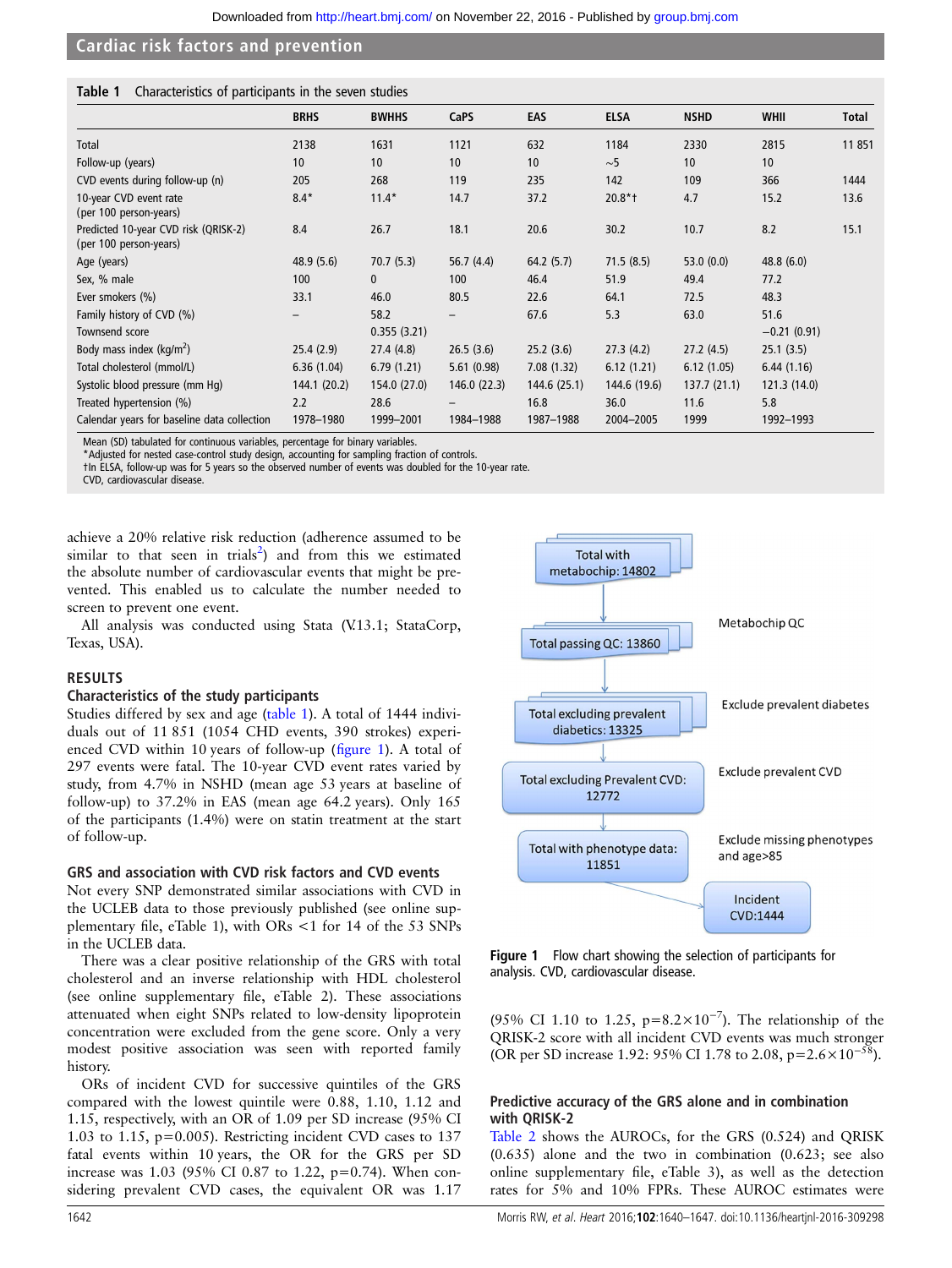## Cardiac risk factors and prevention

**Table 1** Characteristics of participants in the seven studies

| | BRHS | BWHHS | CaPS | EAS | ELSA | NSHD | WHII | Total |
|---|---|---|---|---|---|---|---|---|
| Total | 2138 | 1631 | 1121 | 632 | 1184 | 2330 | 2815 | 11 851 |
| Follow-up (years) | 10 | 10 | 10 | 10 | ∼5 | 10 | 10 | |
| CVD events during follow-up (n) | 205 | 268 | 119 | 235 | 142 | 109 | 366 | 1444 |
| 10-year CVD event rate (per 100 person-years) | 8.4* | 11.4* | 14.7 | 37.2 | 20.8*† | 4.7 | 15.2 | 13.6 |
| Predicted 10-year CVD risk (QRISK-2) (per 100 person-years) | 8.4 | 26.7 | 18.1 | 20.6 | 30.2 | 10.7 | 8.2 | 15.1 |
| Age (years) | 48.9 (5.6) | 70.7 (5.3) | 56.7 (4.4) | 64.2 (5.7) | 71.5 (8.5) | 53.0 (0.0) | 48.8 (6.0) | |
| Sex, % male | 100 | 0 | 100 | 46.4 | 51.9 | 49.4 | 77.2 | |
| Ever smokers (%) | 33.1 | 46.0 | 80.5 | 22.6 | 64.1 | 72.5 | 48.3 | |
| Family history of CVD (%) | – | 58.2 | – | 67.6 | 5.3 | 63.0 | 51.6 | |
| Townsend score | | 0.355 (3.21) | | | | | −0.21 (0.91) | |
| Body mass index (kg/m$^2$) | 25.4 (2.9) | 27.4 (4.8) | 26.5 (3.6) | 25.2 (3.6) | 27.3 (4.2) | 27.2 (4.5) | 25.1 (3.5) | |
| Total cholesterol (mmol/L) | 6.36 (1.04) | 6.79 (1.21) | 5.61 (0.98) | 7.08 (1.32) | 6.12 (1.21) | 6.12 (1.05) | 6.44 (1.16) | |
| Systolic blood pressure (mm Hg) | 144.1 (20.2) | 154.0 (27.0) | 146.0 (22.3) | 144.6 (25.1) | 144.6 (19.6) | 137.7 (21.1) | 121.3 (14.0) | |
| Treated hypertension (%) | 2.2 | 28.6 | – | 16.8 | 36.0 | 11.6 | 5.8 | |
| Calendar years for baseline data collection | 1978–1980 | 1999–2001 | 1984–1988 | 1987–1988 | 2004–2005 | 1999 | 1992–1993 | |

Mean (SD) tabulated for continuous variables, percentage for binary variables.
*Adjusted for nested case-control study design, accounting for sampling fraction of controls.
†In ELSA, follow-up was for 5 years so the observed number of events was doubled for the 10-year rate.
CVD, cardiovascular disease.

achieve a 20% relative risk reduction (adherence assumed to be similar to that seen in trials[2]) and from this we estimated the absolute number of cardiovascular events that might be prevented. This enabled us to calculate the number needed to screen to prevent one event.

All analysis was conducted using Stata (V.13.1; StataCorp, Texas, USA).

## RESULTS

### Characteristics of the study participants

Studies differed by sex and age (table 1). A total of 1444 individuals out of 11 851 (1054 CHD events, 390 strokes) experienced CVD within 10 years of follow-up (figure 1). A total of 297 events were fatal. The 10-year CVD event rates varied by study, from 4.7% in NSHD (mean age 53 years at baseline of follow-up) to 37.2% in EAS (mean age 64.2 years). Only 165 of the participants (1.4%) were on statin treatment at the start of follow-up.

### GRS and association with CVD risk factors and CVD events

Not every SNP demonstrated similar associations with CVD in the UCLEB data to those previously published (see online supplementary file, eTable 1), with ORs <1 for 14 of the 53 SNPs in the UCLEB data.

There was a clear positive relationship of the GRS with total cholesterol and an inverse relationship with HDL cholesterol (see online supplementary file, eTable 2). These associations attenuated when eight SNPs related to low-density lipoprotein concentration were excluded from the gene score. Only a very modest positive association was seen with reported family history.

ORs of incident CVD for successive quintiles of the GRS compared with the lowest quintile were 0.88, 1.10, 1.12 and 1.15, respectively, with an OR of 1.09 per SD increase (95% CI 1.03 to 1.15, p=0.005). Restricting incident CVD cases to 137 fatal events within 10 years, the OR for the GRS per SD increase was 1.03 (95% CI 0.87 to 1.22, p=0.74). When considering prevalent CVD cases, the equivalent OR was 1.17 (95% CI 1.10 to 1.25, $p=8.2\times10^{-7}$). The relationship of the QRISK-2 score with all incident CVD events was much stronger (OR per SD increase 1.92: 95% CI 1.78 to 2.08, $p=2.6\times10^{-58}$).

Total with metabochip: 14802 → (Metabochip QC) Total passing QC: 13860 → (Exclude prevalent diabetes) Total excluding prevalent diabetics: 13325 → (Exclude prevalent CVD) Total excluding Prevalent CVD: 12772 → (Exclude missing phenotypes and age>85) Total with phenotype data: 11851 → Incident CVD: 1444

**Figure 1** Flow chart showing the selection of participants for analysis. CVD, cardiovascular disease.

### Predictive accuracy of the GRS alone and in combination with QRISK-2

Table 2 shows the AUROCs, for the GRS (0.524) and QRISK (0.635) alone and the two in combination (0.623; see also online supplementary file, eTable 3), as well as the detection rates for 5% and 10% FPRs. These AUROC estimates were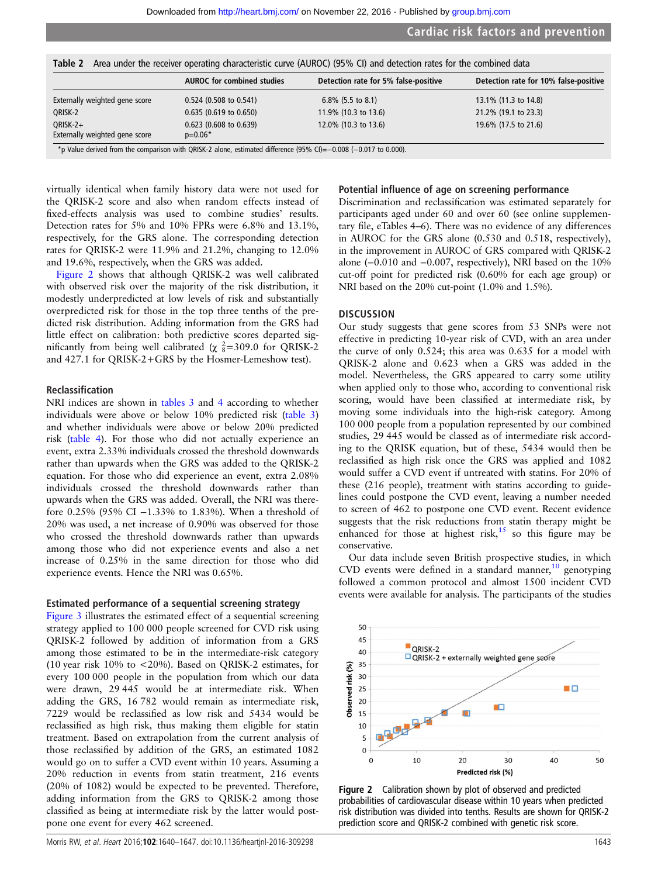**Table 2** Area under the receiver operating characteristic curve (AUROC) (95% CI) and detection rates for the combined data

| | AUROC for combined studies | Detection rate for 5% false-positive | Detection rate for 10% false-positive |
|---|---|---|---|
| Externally weighted gene score | 0.524 (0.508 to 0.541) | 6.8% (5.5 to 8.1) | 13.1% (11.3 to 14.8) |
| QRISK-2 | 0.635 (0.619 to 0.650) | 11.9% (10.3 to 13.6) | 21.2% (19.1 to 23.3) |
| QRISK-2+ Externally weighted gene score | 0.623 (0.608 to 0.639) p=0.06* | 12.0% (10.3 to 13.6) | 19.6% (17.5 to 21.6) |

*p Value derived from the comparison with QRISK-2 alone, estimated difference (95% CI)=−0.008 (−0.017 to 0.000).

virtually identical when family history data were not used for the QRISK-2 score and also when random effects instead of fixed-effects analysis was used to combine studies' results. Detection rates for 5% and 10% FPRs were 6.8% and 13.1%, respectively, for the GRS alone. The corresponding detection rates for QRISK-2 were 11.9% and 21.2%, changing to 12.0% and 19.6%, respectively, when the GRS was added.

Figure 2 shows that although QRISK-2 was well calibrated with observed risk over the majority of the risk distribution, it modestly underpredicted at low levels of risk and substantially overpredicted risk for those in the top three tenths of the predicted risk distribution. Adding information from the GRS had little effect on calibration: both predictive scores departed significantly from being well calibrated ($\chi^2_8$=309.0 for QRISK-2 and 427.1 for QRISK-2+GRS by the Hosmer-Lemeshow test).

### Reclassification

NRI indices are shown in tables 3 and 4 according to whether individuals were above or below 10% predicted risk (table 3) and whether individuals were above or below 20% predicted risk (table 4). For those who did not actually experience an event, extra 2.33% individuals crossed the threshold downwards rather than upwards when the GRS was added to the QRISK-2 equation. For those who did experience an event, extra 2.08% individuals crossed the threshold downwards rather than upwards when the GRS was added. Overall, the NRI was therefore 0.25% (95% CI −1.33% to 1.83%). When a threshold of 20% was used, a net increase of 0.90% was observed for those who crossed the threshold downwards rather than upwards among those who did not experience events and also a net increase of 0.25% in the same direction for those who did experience events. Hence the NRI was 0.65%.

### Estimated performance of a sequential screening strategy

Figure 3 illustrates the estimated effect of a sequential screening strategy applied to 100 000 people screened for CVD risk using QRISK-2 followed by addition of information from a GRS among those estimated to be in the intermediate-risk category (10 year risk 10% to <20%). Based on QRISK-2 estimates, for every 100 000 people in the population from which our data were drawn, 29 445 would be at intermediate risk. When adding the GRS, 16 782 would remain as intermediate risk, 7229 would be reclassified as low risk and 5434 would be reclassified as high risk, thus making them eligible for statin treatment. Based on extrapolation from the current analysis of those reclassified by addition of the GRS, an estimated 1082 would go on to suffer a CVD event within 10 years. Assuming a 20% reduction in events from statin treatment, 216 events (20% of 1082) would be expected to be prevented. Therefore, adding information from the GRS to QRISK-2 among those classified as being at intermediate risk by the latter would postpone one event for every 462 screened.

### Potential influence of age on screening performance

Discrimination and reclassification was estimated separately for participants aged under 60 and over 60 (see online supplementary file, eTables 4–6). There was no evidence of any differences in AUROC for the GRS alone (0.530 and 0.518, respectively), in the improvement in AUROC of GRS compared with QRISK-2 alone (−0.010 and −0.007, respectively), NRI based on the 10% cut-off point for predicted risk (0.60% for each age group) or NRI based on the 20% cut-point (1.0% and 1.5%).

## DISCUSSION

Our study suggests that gene scores from 53 SNPs were not effective in predicting 10-year risk of CVD, with an area under the curve of only 0.524; this area was 0.635 for a model with QRISK-2 alone and 0.623 when a GRS was added to the model. Nevertheless, the GRS appeared to carry some utility when applied only to those who, according to conventional risk scoring, would have been classified at intermediate risk, by moving some individuals into the high-risk category. Among 100 000 people from a population represented by our combined studies, 29 445 would be classed as of intermediate risk according to the QRISK equation, but of these, 5434 would then be reclassified as high risk once the GRS was applied and 1082 would suffer a CVD event if untreated with statins. For 20% of these (216 people), treatment with statins according to guidelines could postpone the CVD event, leaving a number needed to screen of 462 to postpone one CVD event. Recent evidence suggests that the risk reductions from statin therapy might be enhanced for those at highest risk,[15] so this figure may be conservative.

Our data include seven British prospective studies, in which CVD events were defined in a standard manner,[10] genotyping followed a common protocol and almost 1500 incident CVD events were available for analysis. The participants of the studies

**Figure 2** Calibration shown by plot of observed and predicted probabilities of cardiovascular disease within 10 years when predicted risk distribution was divided into tenths. Results are shown for QRISK-2 prediction score and QRISK-2 combined with genetic risk score.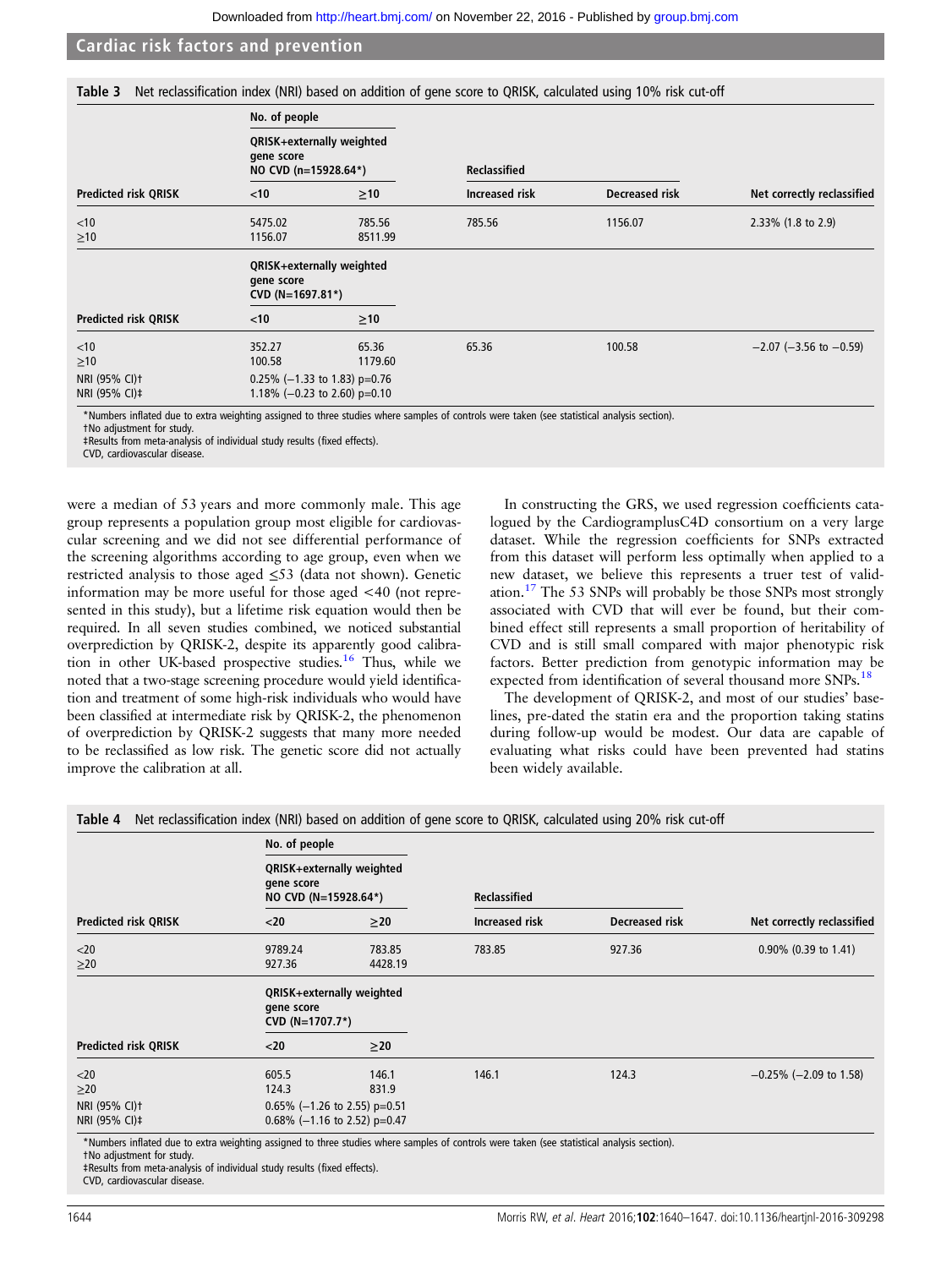**Table 3** Net reclassification index (NRI) based on addition of gene score to QRISK, calculated using 10% risk cut-off

| | No. of people | | | | |
|---|---|---|---|---|---|
| | QRISK+externally weighted gene score NO CVD (n=15928.64*) | | Reclassified | | |
| Predicted risk QRISK | <10 | ≥10 | Increased risk | Decreased risk | Net correctly reclassified |
| <10 | 5475.02 | 785.56 | 785.56 | 1156.07 | 2.33% (1.8 to 2.9) |
| ≥10 | 1156.07 | 8511.99 | | | |
| | QRISK+externally weighted gene score CVD (N=1697.81*) | | | | |
| Predicted risk QRISK | <10 | ≥10 | | | |
| <10 | 352.27 | 65.36 | 65.36 | 100.58 | −2.07 (−3.56 to −0.59) |
| ≥10 | 100.58 | 1179.60 | | | |
| NRI (95% CI)† | 0.25% (−1.33 to 1.83) p=0.76 | | | | |
| NRI (95% CI)‡ | 1.18% (−0.23 to 2.60) p=0.10 | | | | |

*Numbers inflated due to extra weighting assigned to three studies where samples of controls were taken (see statistical analysis section).
†No adjustment for study.
‡Results from meta-analysis of individual study results (fixed effects).
CVD, cardiovascular disease.

were a median of 53 years and more commonly male. This age group represents a population group most eligible for cardiovascular screening and we did not see differential performance of the screening algorithms according to age group, even when we restricted analysis to those aged ≤53 (data not shown). Genetic information may be more useful for those aged <40 (not represented in this study), but a lifetime risk equation would then be required. In all seven studies combined, we noticed substantial overprediction by QRISK-2, despite its apparently good calibration in other UK-based prospective studies.[16] Thus, while we noted that a two-stage screening procedure would yield identification and treatment of some high-risk individuals who would have been classified at intermediate risk by QRISK-2, the phenomenon of overprediction by QRISK-2 suggests that many more needed to be reclassified as low risk. The genetic score did not actually improve the calibration at all.

In constructing the GRS, we used regression coefficients catalogued by the CardiogramplusC4D consortium on a very large dataset. While the regression coefficients for SNPs extracted from this dataset will perform less optimally when applied to a new dataset, we believe this represents a truer test of validation.[17] The 53 SNPs will probably be those SNPs most strongly associated with CVD that will ever be found, but their combined effect still represents a small proportion of heritability of CVD and is still small compared with major phenotypic risk factors. Better prediction from genotypic information may be expected from identification of several thousand more SNPs.[18]

The development of QRISK-2, and most of our studies' baselines, pre-dated the statin era and the proportion taking statins during follow-up would be modest. Our data are capable of evaluating what risks could have been prevented had statins been widely available.

**Table 4** Net reclassification index (NRI) based on addition of gene score to QRISK, calculated using 20% risk cut-off

| | No. of people | | | | |
|---|---|---|---|---|---|
| | QRISK+externally weighted gene score NO CVD (N=15928.64*) | | Reclassified | | |
| Predicted risk QRISK | <20 | ≥20 | Increased risk | Decreased risk | Net correctly reclassified |
| <20 | 9789.24 | 783.85 | 783.85 | 927.36 | 0.90% (0.39 to 1.41) |
| ≥20 | 927.36 | 4428.19 | | | |
| | QRISK+externally weighted gene score CVD (N=1707.7*) | | | | |
| Predicted risk QRISK | <20 | ≥20 | | | |
| <20 | 605.5 | 146.1 | 146.1 | 124.3 | −0.25% (−2.09 to 1.58) |
| ≥20 | 124.3 | 831.9 | | | |
| NRI (95% CI)† | 0.65% (−1.26 to 2.55) p=0.51 | | | | |
| NRI (95% CI)‡ | 0.68% (−1.16 to 2.52) p=0.47 | | | | |

*Numbers inflated due to extra weighting assigned to three studies where samples of controls were taken (see statistical analysis section).
†No adjustment for study.
‡Results from meta-analysis of individual study results (fixed effects).
CVD, cardiovascular disease.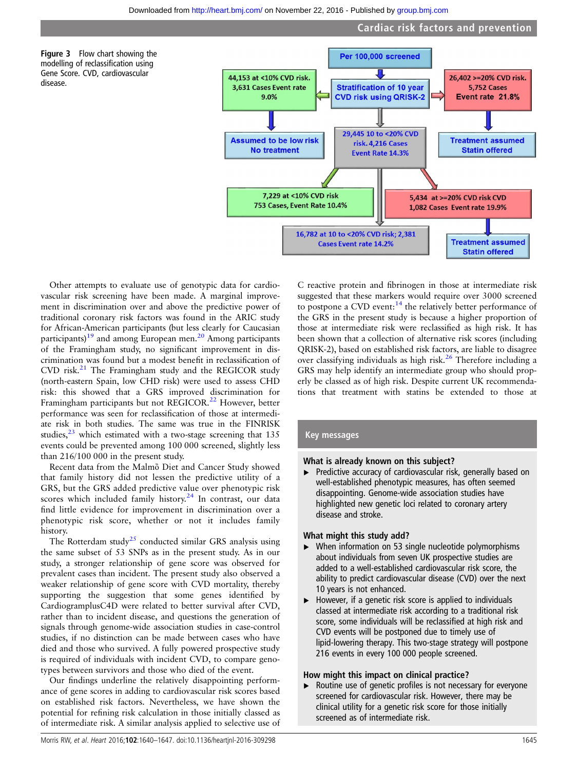Figure 3 Flow chart showing the modelling of reclassification using Gene Score. CVD, cardiovascular disease.

Per 100,000 screened

Stratification of 10 year CVD risk using QRISK-2

44,153 at <10% CVD risk. 3,631 Cases Event rate 9.0%

26,402 >=20% CVD risk. 5,752 Cases Event rate 21.8%

Assumed to be low risk No treatment

29,445 10 to <20% CVD risk. 4,216 Cases Event Rate 14.3%

Treatment assumed Statin offered

7,229 at <10% CVD risk 753 Cases, Event Rate 10.4%

5,434 at >=20% CVD risk CVD 1,082 Cases Event rate 19.9%

16,782 at 10 to <20% CVD risk; 2,381 Cases Event rate 14.2%

Treatment assumed Statin offered

Other attempts to evaluate use of genotypic data for cardiovascular risk screening have been made. A marginal improvement in discrimination over and above the predictive power of traditional coronary risk factors was found in the ARIC study for African-American participants (but less clearly for Caucasian participants)[19] and among European men.[20] Among participants of the Framingham study, no significant improvement in discrimination was found but a modest benefit in reclassification of CVD risk.[21] The Framingham study and the REGICOR study (north-eastern Spain, low CHD risk) were used to assess CHD risk: this showed that a GRS improved discrimination for Framingham participants but not REGICOR.[22] However, better performance was seen for reclassification of those at intermediate risk in both studies. The same was true in the FINRISK studies,[23] which estimated with a two-stage screening that 135 events could be prevented among 100 000 screened, slightly less than 216/100 000 in the present study.

Recent data from the Malmö Diet and Cancer Study showed that family history did not lessen the predictive utility of a GRS, but the GRS added predictive value over phenotypic risk scores which included family history.[24] In contrast, our data find little evidence for improvement in discrimination over a phenotypic risk score, whether or not it includes family history.

The Rotterdam study[25] conducted similar GRS analysis using the same subset of 53 SNPs as in the present study. As in our study, a stronger relationship of gene score was observed for prevalent cases than incident. The present study also observed a weaker relationship of gene score with CVD mortality, thereby supporting the suggestion that some genes identified by CardiogramplusC4D were related to better survival after CVD, rather than to incident disease, and questions the generation of signals through genome-wide association studies in case-control studies, if no distinction can be made between cases who have died and those who survived. A fully powered prospective study is required of individuals with incident CVD, to compare genotypes between survivors and those who died of the event.

Our findings underline the relatively disappointing performance of gene scores in adding to cardiovascular risk scores based on established risk factors. Nevertheless, we have shown the potential for refining risk calculation in those initially classed as of intermediate risk. A similar analysis applied to selective use of C reactive protein and fibrinogen in those at intermediate risk suggested that these markers would require over 3000 screened to postpone a CVD event:[14] the relatively better performance of the GRS in the present study is because a higher proportion of those at intermediate risk were reclassified as high risk. It has been shown that a collection of alternative risk scores (including QRISK-2), based on established risk factors, are liable to disagree over classifying individuals as high risk.[26] Therefore including a GRS may help identify an intermediate group who should properly be classed as of high risk. Despite current UK recommendations that treatment with statins be extended to those at

## Key messages

### What is already known on this subject?

- Predictive accuracy of cardiovascular risk, generally based on well-established phenotypic measures, has often seemed disappointing. Genome-wide association studies have highlighted new genetic loci related to coronary artery disease and stroke.

### What might this study add?

- When information on 53 single nucleotide polymorphisms about individuals from seven UK prospective studies are added to a well-established cardiovascular risk score, the ability to predict cardiovascular disease (CVD) over the next 10 years is not enhanced.
- However, if a genetic risk score is applied to individuals classed at intermediate risk according to a traditional risk score, some individuals will be reclassified at high risk and CVD events will be postponed due to timely use of lipid-lowering therapy. This two-stage strategy will postpone 216 events in every 100 000 people screened.

### How might this impact on clinical practice?

- Routine use of genetic profiles is not necessary for everyone screened for cardiovascular risk. However, there may be clinical utility for a genetic risk score for those initially screened as of intermediate risk.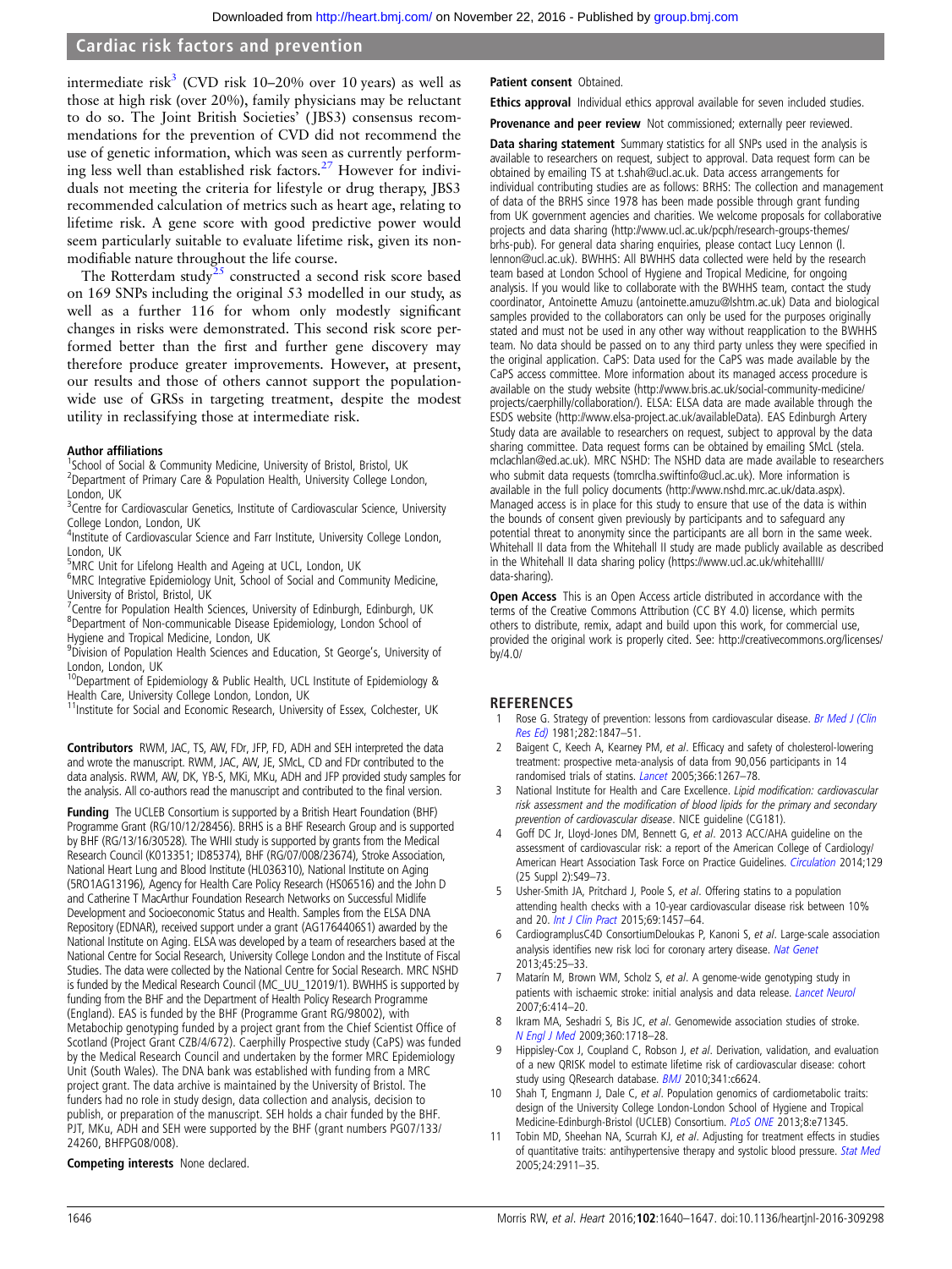intermediate risk[3] (CVD risk 10–20% over 10 years) as well as those at high risk (over 20%), family physicians may be reluctant to do so. The Joint British Societies' (JBS3) consensus recommendations for the prevention of CVD did not recommend the use of genetic information, which was seen as currently performing less well than established risk factors.[27] However for individuals not meeting the criteria for lifestyle or drug therapy, JBS3 recommended calculation of metrics such as heart age, relating to lifetime risk. A gene score with good predictive power would seem particularly suitable to evaluate lifetime risk, given its non-modifiable nature throughout the life course.

The Rotterdam study[25] constructed a second risk score based on 169 SNPs including the original 53 modelled in our study, as well as a further 116 for whom only modestly significant changes in risks were demonstrated. This second risk score performed better than the first and further gene discovery may therefore produce greater improvements. However, at present, our results and those of others cannot support the population-wide use of GRSs in targeting treatment, despite the modest utility in reclassifying those at intermediate risk.

**Author affiliations**
[1]School of Social & Community Medicine, University of Bristol, Bristol, UK
[2]Department of Primary Care & Population Health, University College London, London, UK
[3]Centre for Cardiovascular Genetics, Institute of Cardiovascular Science, University College London, London, UK
[4]Institute of Cardiovascular Science and Farr Institute, University College London, London, UK
[5]MRC Unit for Lifelong Health and Ageing at UCL, London, UK
[6]MRC Integrative Epidemiology Unit, School of Social and Community Medicine, University of Bristol, Bristol, UK
[7]Centre for Population Health Sciences, University of Edinburgh, Edinburgh, UK
[8]Department of Non-communicable Disease Epidemiology, London School of Hygiene and Tropical Medicine, London, UK
[9]Division of Population Health Sciences and Education, St George's, University of London, London, UK
[10]Department of Epidemiology & Public Health, UCL Institute of Epidemiology & Health Care, University College London, London, UK
[11]Institute for Social and Economic Research, University of Essex, Colchester, UK

**Contributors** RWM, JAC, TS, AW, FDr, JFP, FD, ADH and SEH interpreted the data and wrote the manuscript. RWM, JAC, AW, JE, SMcL, CD and FDr contributed to the data analysis. RWM, AW, DK, YB-S, MKi, MKu, ADH and JFP provided study samples for the analysis. All co-authors read the manuscript and contributed to the final version.

**Funding** The UCLEB Consortium is supported by a British Heart Foundation (BHF) Programme Grant (RG/10/12/28456). BRHS is a BHF Research Group and is supported by BHF (RG/13/16/30528). The WHII study is supported by grants from the Medical Research Council (K013351; ID85374), BHF (RG/07/008/23674), Stroke Association, National Heart Lung and Blood Institute (HL036310), National Institute on Aging (5RO1AG13196), Agency for Health Care Policy Research (HS06516) and the John D and Catherine T MacArthur Foundation Research Networks on Successful Midlife Development and Socioeconomic Status and Health. Samples from the ELSA DNA Repository (EDNAR), received support under a grant (AG1764406S1) awarded by the National Institute on Aging. ELSA was developed by a team of researchers based at the National Centre for Social Research, University College London and the Institute of Fiscal Studies. The data were collected by the National Centre for Social Research. MRC NSHD is funded by the Medical Research Council (MC_UU_12019/1). BWHHS is supported by funding from the BHF and the Department of Health Policy Research Programme (England). EAS is funded by the BHF (Programme Grant RG/98002), with Metabochip genotyping funded by a project grant from the Chief Scientist Office of Scotland (Project Grant CZB/4/672). Caerphilly Prospective study (CaPS) was funded by the Medical Research Council and undertaken by the former MRC Epidemiology Unit (South Wales). The DNA bank was established with funding from a MRC project grant. The data archive is maintained by the University of Bristol. The funders had no role in study design, data collection and analysis, decision to publish, or preparation of the manuscript. SEH holds a chair funded by the BHF. PJT, MKu, ADH and SEH were supported by the BHF (grant numbers PG07/133/24260, BHFPG08/008).

**Competing interests** None declared.

**Patient consent** Obtained.

**Ethics approval** Individual ethics approval available for seven included studies.

**Provenance and peer review** Not commissioned; externally peer reviewed.

**Data sharing statement** Summary statistics for all SNPs used in the analysis is available to researchers on request, subject to approval. Data request form can be obtained by emailing TS at t.shah@ucl.ac.uk. Data access arrangements for individual contributing studies are as follows: BRHS: The collection and management of data of the BRHS since 1978 has been made possible through grant funding from UK government agencies and charities. We welcome proposals for collaborative projects and data sharing (http://www.ucl.ac.uk/pcph/research-groups-themes/brhs-pub). For general data sharing enquiries, please contact Lucy Lennon (l.lennon@ucl.ac.uk). BWHHS: All BWHHS data collected were held by the research team based at London School of Hygiene and Tropical Medicine, for ongoing analysis. If you would like to collaborate with the BWHHS team, contact the study coordinator, Antoinette Amuzu (antoinette.amuzu@lshtm.ac.uk) Data and biological samples provided to the collaborators can only be used for the purposes originally stated and must not be used in any other way without reapplication to the BWHHS team. No data should be passed on to any third party unless they were specified in the original application. CaPS: Data used for the CaPS was made available by the CaPS access committee. More information about its managed access procedure is available on the study website (http://www.bris.ac.uk/social-community-medicine/projects/caerphilly/collaboration/). ELSA: ELSA data are made available through the ESDS website (http://www.elsa-project.ac.uk/availableData). EAS Edinburgh Artery Study data are available to researchers on request, subject to approval by the data sharing committee. Data request forms can be obtained by emailing SMcL (stela.mclachlan@ed.ac.uk). MRC NSHD: The NSHD data are made available to researchers who submit data requests (tomrclha.swiftinfo@ucl.ac.uk). More information is available in the full policy documents (http://www.nshd.mrc.ac.uk/data.aspx). Managed access is in place for this study to ensure that use of the data is within the bounds of consent given previously by participants and to safeguard any potential threat to anonymity since the participants are all born in the same week. Whitehall II data from the Whitehall II study are made publicly available as described in the Whitehall II data sharing policy (https://www.ucl.ac.uk/whitehallII/data-sharing).

**Open Access** This is an Open Access article distributed in accordance with the terms of the Creative Commons Attribution (CC BY 4.0) license, which permits others to distribute, remix, adapt and build upon this work, for commercial use, provided the original work is properly cited. See: http://creativecommons.org/licenses/by/4.0/

## REFERENCES

1. Rose G. Strategy of prevention: lessons from cardiovascular disease. *Br Med J (Clin Res Ed)* 1981;282:1847–51.
2. Baigent C, Keech A, Kearney PM, *et al*. Efficacy and safety of cholesterol-lowering treatment: prospective meta-analysis of data from 90,056 participants in 14 randomised trials of statins. *Lancet* 2005;366:1267–78.
3. National Institute for Health and Care Excellence. *Lipid modification: cardiovascular risk assessment and the modification of blood lipids for the primary and secondary prevention of cardiovascular disease*. NICE guideline (CG181).
4. Goff DC Jr, Lloyd-Jones DM, Bennett G, *et al*. 2013 ACC/AHA guideline on the assessment of cardiovascular risk: a report of the American College of Cardiology/American Heart Association Task Force on Practice Guidelines. *Circulation* 2014;129 (25 Suppl 2):S49–73.
5. Usher-Smith JA, Pritchard J, Poole S, *et al*. Offering statins to a population attending health checks with a 10-year cardiovascular disease risk between 10% and 20. *Int J Clin Pract* 2015;69:1457–64.
6. CardiogramplusC4D ConsortiumDeloukas P, Kanoni S, *et al*. Large-scale association analysis identifies new risk loci for coronary artery disease. *Nat Genet* 2013;45:25–33.
7. Matarín M, Brown WM, Scholz S, *et al*. A genome-wide genotyping study in patients with ischaemic stroke: initial analysis and data release. *Lancet Neurol* 2007;6:414–20.
8. Ikram MA, Seshadri S, Bis JC, *et al*. Genomewide association studies of stroke. *N Engl J Med* 2009;360:1718–28.
9. Hippisley-Cox J, Coupland C, Robson J, *et al*. Derivation, validation, and evaluation of a new QRISK model to estimate lifetime risk of cardiovascular disease: cohort study using QResearch database. *BMJ* 2010;341:c6624.
10. Shah T, Engmann J, Dale C, *et al*. Population genomics of cardiometabolic traits: design of the University College London-London School of Hygiene and Tropical Medicine-Edinburgh-Bristol (UCLEB) Consortium. *PLoS ONE* 2013;8:e71345.
11. Tobin MD, Sheehan NA, Scurrah KJ, *et al*. Adjusting for treatment effects in studies of quantitative traits: antihypertensive therapy and systolic blood pressure. *Stat Med* 2005;24:2911–35.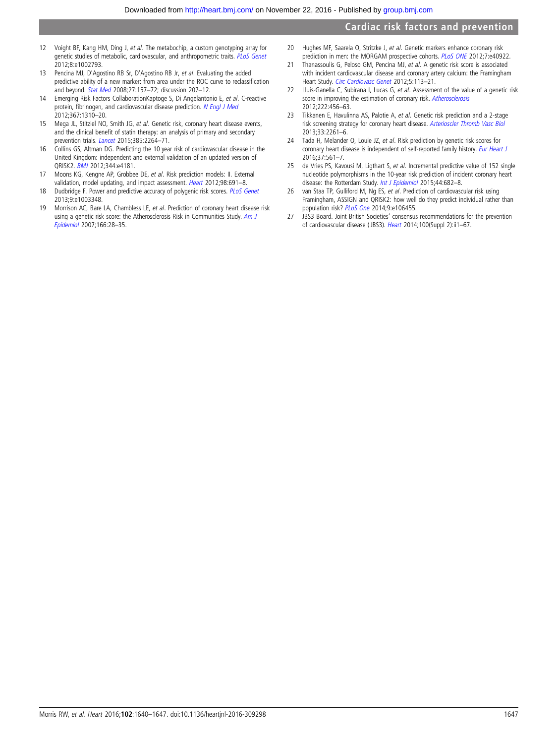12 Voight BF, Kang HM, Ding J, *et al*. The metabochip, a custom genotyping array for genetic studies of metabolic, cardiovascular, and anthropometric traits. *PLoS Genet* 2012;8:e1002793.
13 Pencina MJ, D'Agostino RB Sr, D'Agostino RB Jr, *et al*. Evaluating the added predictive ability of a new marker: from area under the ROC curve to reclassification and beyond. *Stat Med* 2008;27:157–72; discussion 207–12.
14 Emerging Risk Factors CollaborationKaptoge S, Di Angelantonio E, *et al*. C-reactive protein, fibrinogen, and cardiovascular disease prediction. *N Engl J Med* 2012;367:1310–20.
15 Mega JL, Stitziel NO, Smith JG, *et al*. Genetic risk, coronary heart disease events, and the clinical benefit of statin therapy: an analysis of primary and secondary prevention trials. *Lancet* 2015;385:2264–71.
16 Collins GS, Altman DG. Predicting the 10 year risk of cardiovascular disease in the United Kingdom: independent and external validation of an updated version of QRISK2. *BMJ* 2012;344:e4181.
17 Moons KG, Kengne AP, Grobbee DE, *et al*. Risk prediction models: II. External validation, model updating, and impact assessment. *Heart* 2012;98:691–8.
18 Dudbridge F. Power and predictive accuracy of polygenic risk scores. *PLoS Genet* 2013;9:e1003348.
19 Morrison AC, Bare LA, Chambless LE, *et al*. Prediction of coronary heart disease risk using a genetic risk score: the Atherosclerosis Risk in Communities Study. *Am J Epidemiol* 2007;166:28–35.
20 Hughes MF, Saarela O, Stritzke J, *et al*. Genetic markers enhance coronary risk prediction in men: the MORGAM prospective cohorts. *PLoS ONE* 2012;7:e40922.
21 Thanassoulis G, Peloso GM, Pencina MJ, *et al*. A genetic risk score is associated with incident cardiovascular disease and coronary artery calcium: the Framingham Heart Study. *Circ Cardiovasc Genet* 2012;5:113–21.
22 Lluis-Ganella C, Subirana I, Lucas G, *et al*. Assessment of the value of a genetic risk score in improving the estimation of coronary risk. *Atherosclerosis* 2012;222:456–63.
23 Tikkanen E, Havulinna AS, Palotie A, *et al*. Genetic risk prediction and a 2-stage risk screening strategy for coronary heart disease. *Arterioscler Thromb Vasc Biol* 2013;33:2261–6.
24 Tada H, Melander O, Louie JZ, *et al*. Risk prediction by genetic risk scores for coronary heart disease is independent of self-reported family history. *Eur Heart J* 2016;37:561–7.
25 de Vries PS, Kavousi M, Ligthart S, *et al*. Incremental predictive value of 152 single nucleotide polymorphisms in the 10-year risk prediction of incident coronary heart disease: the Rotterdam Study. *Int J Epidemiol* 2015;44:682–8.
26 van Staa TP, Gulliford M, Ng ES, *et al*. Prediction of cardiovascular risk using Framingham, ASSIGN and QRISK2: how well do they predict individual rather than population risk? *PLoS One* 2014;9:e106455.
27 JBS3 Board. Joint British Societies' consensus recommendations for the prevention of cardiovascular disease (JBS3). *Heart* 2014;100(Suppl 2):ii1–67.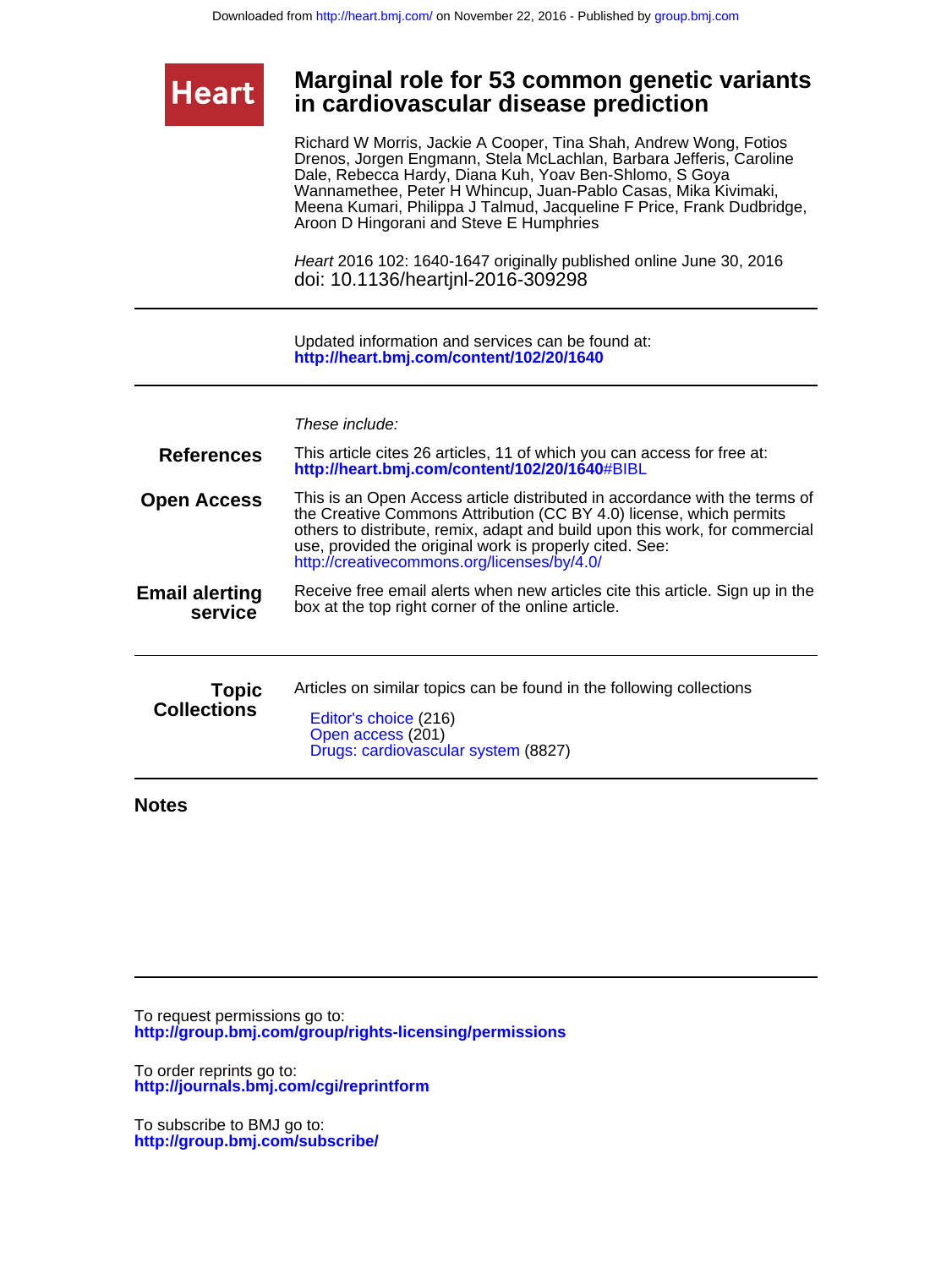Downloaded from http://heart.bmj.com/ on November 22, 2016 - Published by group.bmj.com

**Heart**

# Marginal role for 53 common genetic variants in cardiovascular disease prediction

Richard W Morris, Jackie A Cooper, Tina Shah, Andrew Wong, Fotios Drenos, Jorgen Engmann, Stela McLachlan, Barbara Jefferis, Caroline Dale, Rebecca Hardy, Diana Kuh, Yoav Ben-Shlomo, S Goya Wannamethee, Peter H Whincup, Juan-Pablo Casas, Mika Kivimaki, Meena Kumari, Philippa J Talmud, Jacqueline F Price, Frank Dudbridge, Aroon D Hingorani and Steve E Humphries

*Heart* 2016 102: 1640-1647 originally published online June 30, 2016
doi: 10.1136/heartjnl-2016-309298

Updated information and services can be found at:
**http://heart.bmj.com/content/102/20/1640**

*These include:*

**References**
This article cites 26 articles, 11 of which you can access for free at:
**http://heart.bmj.com/content/102/20/1640**#BIBL

**Open Access**
This is an Open Access article distributed in accordance with the terms of the Creative Commons Attribution (CC BY 4.0) license, which permits others to distribute, remix, adapt and build upon this work, for commercial use, provided the original work is properly cited. See: http://creativecommons.org/licenses/by/4.0/

**Email alerting service**
Receive free email alerts when new articles cite this article. Sign up in the box at the top right corner of the online article.

**Topic Collections**
Articles on similar topics can be found in the following collections

- Editor's choice (216)
- Open access (201)
- Drugs: cardiovascular system (8827)

## Notes

To request permissions go to:
**http://group.bmj.com/group/rights-licensing/permissions**

To order reprints go to:
**http://journals.bmj.com/cgi/reprintform**

To subscribe to BMJ go to:
**http://group.bmj.com/subscribe/**